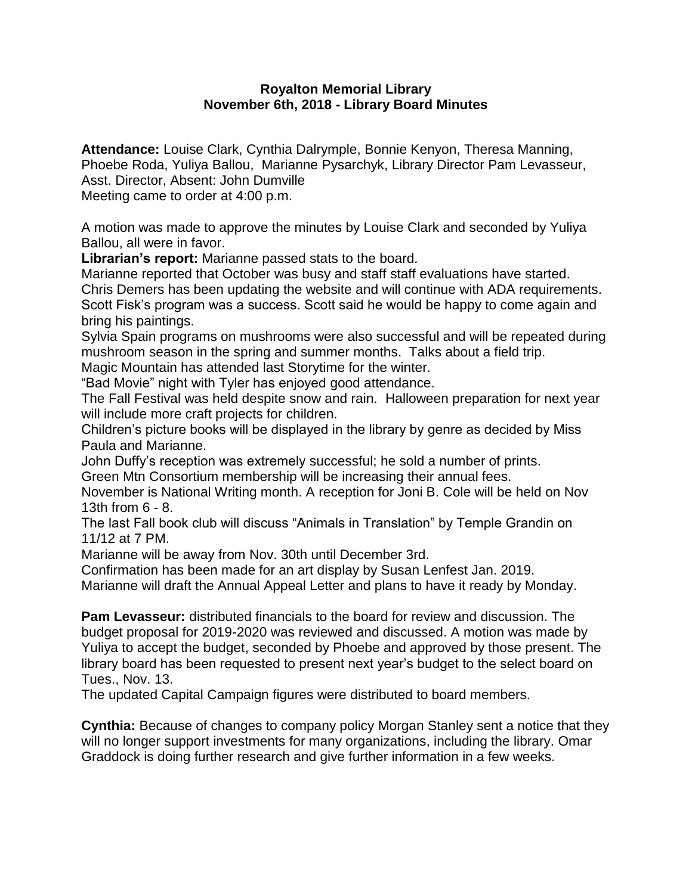**Royalton Memorial Library**
**November 6th, 2018 - Library Board Minutes**

**Attendance:** Louise Clark, Cynthia Dalrymple, Bonnie Kenyon, Theresa Manning, Phoebe Roda, Yuliya Ballou, Marianne Pysarchyk, Library Director Pam Levasseur, Asst. Director, Absent: John Dumville
Meeting came to order at 4:00 p.m.

A motion was made to approve the minutes by Louise Clark and seconded by Yuliya Ballou, all were in favor.

**Librarian's report:** Marianne passed stats to the board.
Marianne reported that October was busy and staff staff evaluations have started.
Chris Demers has been updating the website and will continue with ADA requirements.
Scott Fisk's program was a success. Scott said he would be happy to come again and bring his paintings.
Sylvia Spain programs on mushrooms were also successful and will be repeated during mushroom season in the spring and summer months. Talks about a field trip.
Magic Mountain has attended last Storytime for the winter.
"Bad Movie" night with Tyler has enjoyed good attendance.
The Fall Festival was held despite snow and rain. Halloween preparation for next year will include more craft projects for children.
Children's picture books will be displayed in the library by genre as decided by Miss Paula and Marianne.
John Duffy's reception was extremely successful; he sold a number of prints.
Green Mtn Consortium membership will be increasing their annual fees.
November is National Writing month. A reception for Joni B. Cole will be held on Nov 13th from 6 - 8.
The last Fall book club will discuss "Animals in Translation" by Temple Grandin on 11/12 at 7 PM.
Marianne will be away from Nov. 30th until December 3rd.
Confirmation has been made for an art display by Susan Lenfest Jan. 2019.
Marianne will draft the Annual Appeal Letter and plans to have it ready by Monday.

**Pam Levasseur:** distributed financials to the board for review and discussion. The budget proposal for 2019-2020 was reviewed and discussed. A motion was made by Yuliya to accept the budget, seconded by Phoebe and approved by those present. The library board has been requested to present next year's budget to the select board on Tues., Nov. 13.
The updated Capital Campaign figures were distributed to board members.

**Cynthia:** Because of changes to company policy Morgan Stanley sent a notice that they will no longer support investments for many organizations, including the library. Omar Graddock is doing further research and give further information in a few weeks.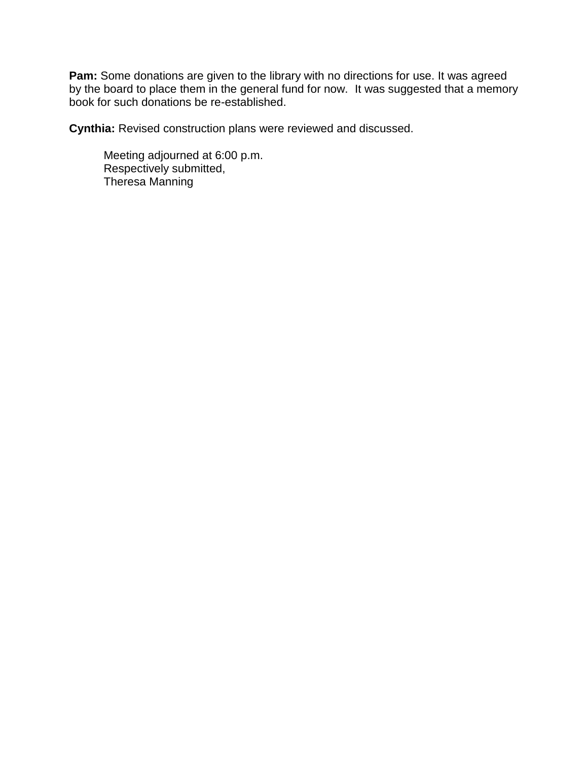**Pam:** Some donations are given to the library with no directions for use. It was agreed by the board to place them in the general fund for now. It was suggested that a memory book for such donations be re-established.

**Cynthia:** Revised construction plans were reviewed and discussed.

Meeting adjourned at 6:00 p.m.
Respectively submitted,
Theresa Manning